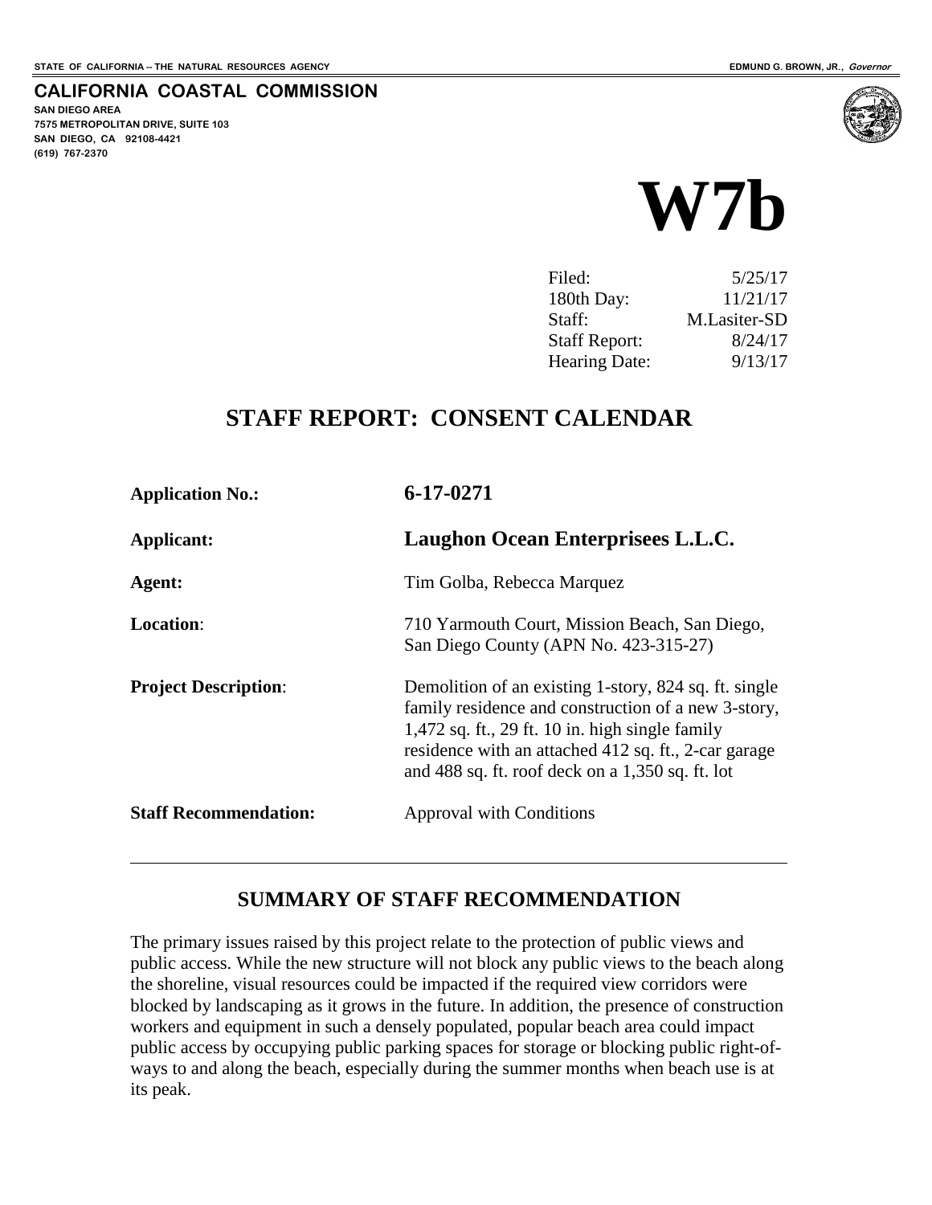STATE OF CALIFORNIA -- THE NATURAL RESOURCES AGENCY

EDMUND G. BROWN, JR., *Governor*

**CALIFORNIA COASTAL COMMISSION**
**SAN DIEGO AREA**
**7575 METROPOLITAN DRIVE, SUITE 103**
**SAN DIEGO, CA 92108-4421**
**(619) 767-2370**

# W7b

| | |
|---|---|
| Filed: | 5/25/17 |
| 180th Day: | 11/21/17 |
| Staff: | M.Lasiter-SD |
| Staff Report: | 8/24/17 |
| Hearing Date: | 9/13/17 |

## STAFF REPORT: CONSENT CALENDAR

| | |
|---|---|
| **Application No.:** | **6-17-0271** |
| **Applicant:** | **Laughon Ocean Enterprisees L.L.C.** |
| **Agent:** | Tim Golba, Rebecca Marquez |
| **Location**: | 710 Yarmouth Court, Mission Beach, San Diego, San Diego County (APN No. 423-315-27) |
| **Project Description**: | Demolition of an existing 1-story, 824 sq. ft. single family residence and construction of a new 3-story, 1,472 sq. ft., 29 ft. 10 in. high single family residence with an attached 412 sq. ft., 2-car garage and 488 sq. ft. roof deck on a 1,350 sq. ft. lot |
| **Staff Recommendation:** | Approval with Conditions |

## SUMMARY OF STAFF RECOMMENDATION

The primary issues raised by this project relate to the protection of public views and public access. While the new structure will not block any public views to the beach along the shoreline, visual resources could be impacted if the required view corridors were blocked by landscaping as it grows in the future. In addition, the presence of construction workers and equipment in such a densely populated, popular beach area could impact public access by occupying public parking spaces for storage or blocking public right-of-ways to and along the beach, especially during the summer months when beach use is at its peak.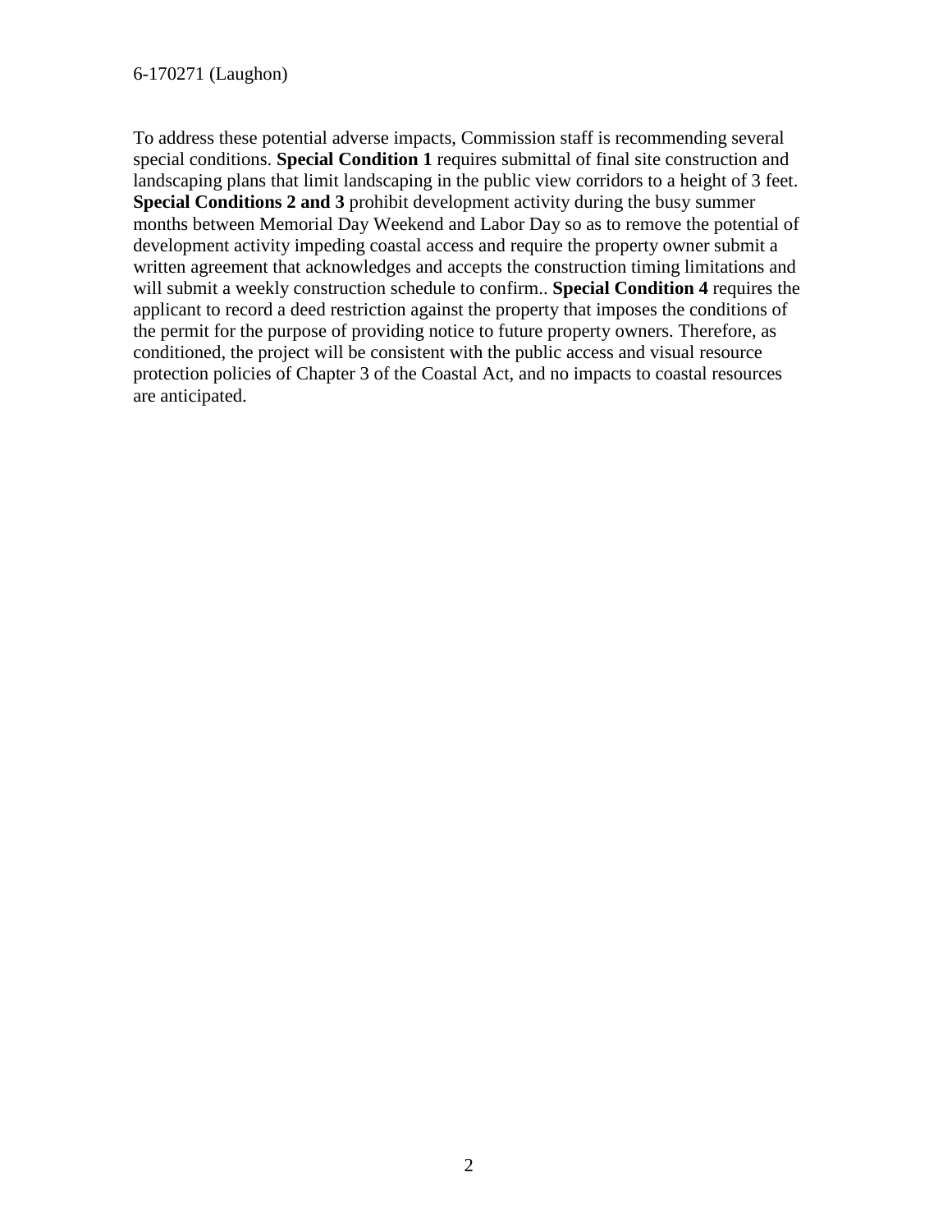To address these potential adverse impacts, Commission staff is recommending several special conditions. **Special Condition 1** requires submittal of final site construction and landscaping plans that limit landscaping in the public view corridors to a height of 3 feet. **Special Conditions 2 and 3** prohibit development activity during the busy summer months between Memorial Day Weekend and Labor Day so as to remove the potential of development activity impeding coastal access and require the property owner submit a written agreement that acknowledges and accepts the construction timing limitations and will submit a weekly construction schedule to confirm.. **Special Condition 4** requires the applicant to record a deed restriction against the property that imposes the conditions of the permit for the purpose of providing notice to future property owners. Therefore, as conditioned, the project will be consistent with the public access and visual resource protection policies of Chapter 3 of the Coastal Act, and no impacts to coastal resources are anticipated.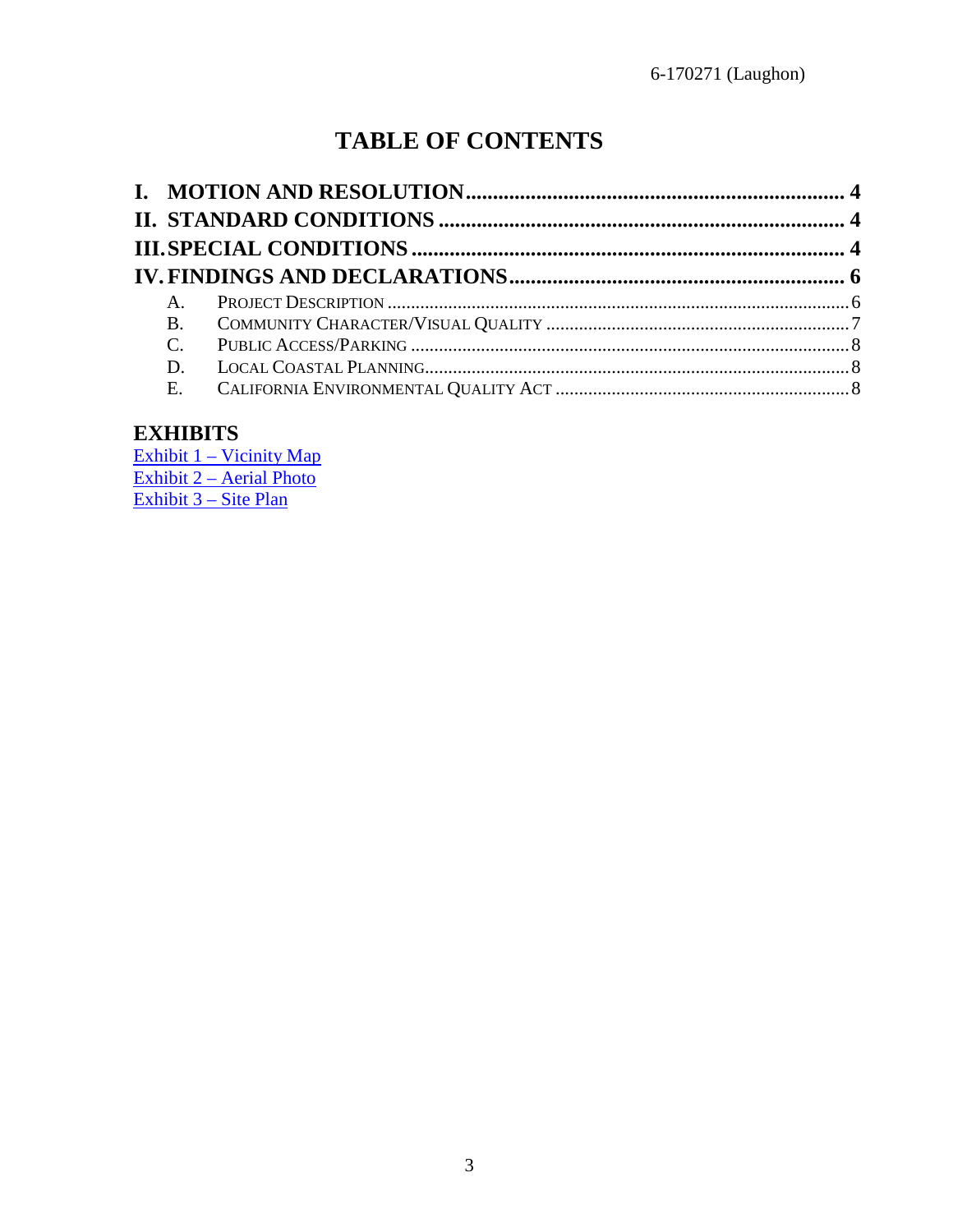# TABLE OF CONTENTS

**I. MOTION AND RESOLUTION ..................................................................... 4**

**II. STANDARD CONDITIONS ..................................................................... 4**

**III. SPECIAL CONDITIONS ..................................................................... 4**

**IV. FINDINGS AND DECLARATIONS ..................................................................... 6**

- A. PROJECT DESCRIPTION ..................................................................... 6
- B. COMMUNITY CHARACTER/VISUAL QUALITY ..................................................................... 7
- C. PUBLIC ACCESS/PARKING ..................................................................... 8
- D. LOCAL COASTAL PLANNING ..................................................................... 8
- E. CALIFORNIA ENVIRONMENTAL QUALITY ACT ..................................................................... 8

## EXHIBITS

Exhibit 1 – Vicinity Map
Exhibit 2 – Aerial Photo
Exhibit 3 – Site Plan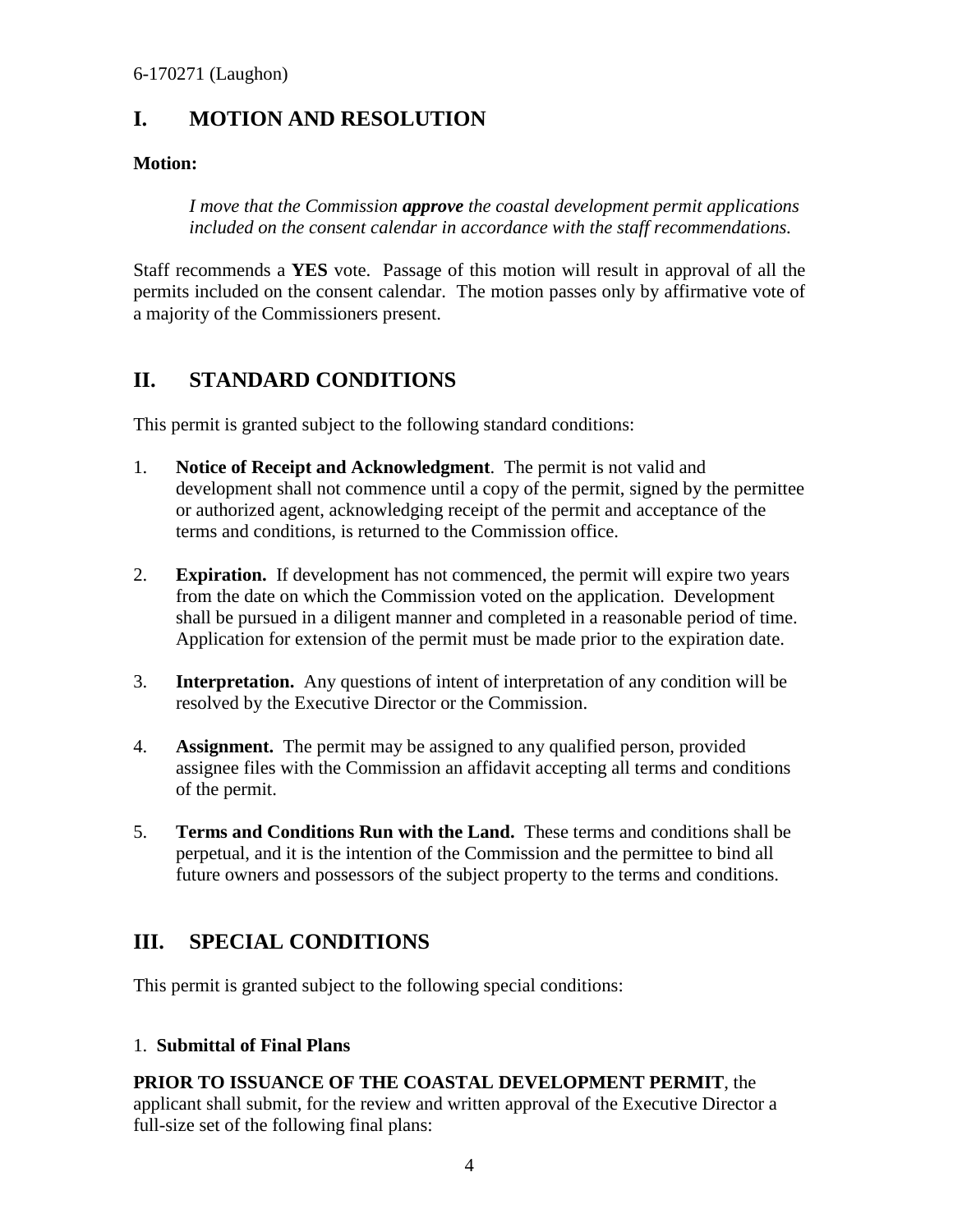# I. MOTION AND RESOLUTION

**Motion:**

> *I move that the Commission **approve** the coastal development permit applications included on the consent calendar in accordance with the staff recommendations.*

Staff recommends a **YES** vote. Passage of this motion will result in approval of all the permits included on the consent calendar. The motion passes only by affirmative vote of a majority of the Commissioners present.

# II. STANDARD CONDITIONS

This permit is granted subject to the following standard conditions:

1. **Notice of Receipt and Acknowledgment**. The permit is not valid and development shall not commence until a copy of the permit, signed by the permittee or authorized agent, acknowledging receipt of the permit and acceptance of the terms and conditions, is returned to the Commission office.

2. **Expiration.** If development has not commenced, the permit will expire two years from the date on which the Commission voted on the application. Development shall be pursued in a diligent manner and completed in a reasonable period of time. Application for extension of the permit must be made prior to the expiration date.

3. **Interpretation.** Any questions of intent of interpretation of any condition will be resolved by the Executive Director or the Commission.

4. **Assignment.** The permit may be assigned to any qualified person, provided assignee files with the Commission an affidavit accepting all terms and conditions of the permit.

5. **Terms and Conditions Run with the Land.** These terms and conditions shall be perpetual, and it is the intention of the Commission and the permittee to bind all future owners and possessors of the subject property to the terms and conditions.

# III. SPECIAL CONDITIONS

This permit is granted subject to the following special conditions:

1. **Submittal of Final Plans**

**PRIOR TO ISSUANCE OF THE COASTAL DEVELOPMENT PERMIT**, the applicant shall submit, for the review and written approval of the Executive Director a full-size set of the following final plans: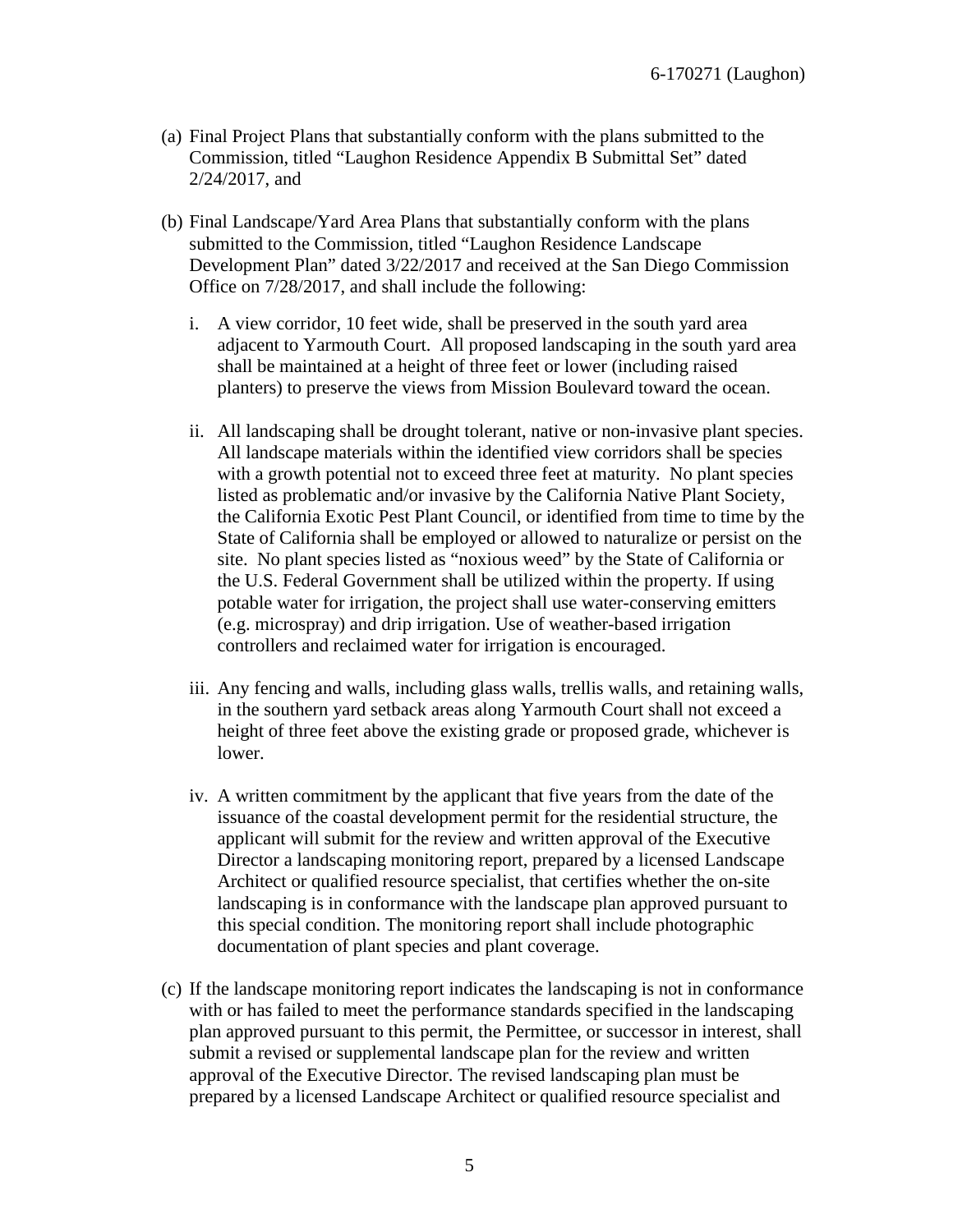(a) Final Project Plans that substantially conform with the plans submitted to the Commission, titled "Laughon Residence Appendix B Submittal Set" dated 2/24/2017, and

(b) Final Landscape/Yard Area Plans that substantially conform with the plans submitted to the Commission, titled "Laughon Residence Landscape Development Plan" dated 3/22/2017 and received at the San Diego Commission Office on 7/28/2017, and shall include the following:

   i. A view corridor, 10 feet wide, shall be preserved in the south yard area adjacent to Yarmouth Court. All proposed landscaping in the south yard area shall be maintained at a height of three feet or lower (including raised planters) to preserve the views from Mission Boulevard toward the ocean.

   ii. All landscaping shall be drought tolerant, native or non-invasive plant species. All landscape materials within the identified view corridors shall be species with a growth potential not to exceed three feet at maturity. No plant species listed as problematic and/or invasive by the California Native Plant Society, the California Exotic Pest Plant Council, or identified from time to time by the State of California shall be employed or allowed to naturalize or persist on the site. No plant species listed as "noxious weed" by the State of California or the U.S. Federal Government shall be utilized within the property. If using potable water for irrigation, the project shall use water-conserving emitters (e.g. microspray) and drip irrigation. Use of weather-based irrigation controllers and reclaimed water for irrigation is encouraged.

   iii. Any fencing and walls, including glass walls, trellis walls, and retaining walls, in the southern yard setback areas along Yarmouth Court shall not exceed a height of three feet above the existing grade or proposed grade, whichever is lower.

   iv. A written commitment by the applicant that five years from the date of the issuance of the coastal development permit for the residential structure, the applicant will submit for the review and written approval of the Executive Director a landscaping monitoring report, prepared by a licensed Landscape Architect or qualified resource specialist, that certifies whether the on-site landscaping is in conformance with the landscape plan approved pursuant to this special condition. The monitoring report shall include photographic documentation of plant species and plant coverage.

(c) If the landscape monitoring report indicates the landscaping is not in conformance with or has failed to meet the performance standards specified in the landscaping plan approved pursuant to this permit, the Permittee, or successor in interest, shall submit a revised or supplemental landscape plan for the review and written approval of the Executive Director. The revised landscaping plan must be prepared by a licensed Landscape Architect or qualified resource specialist and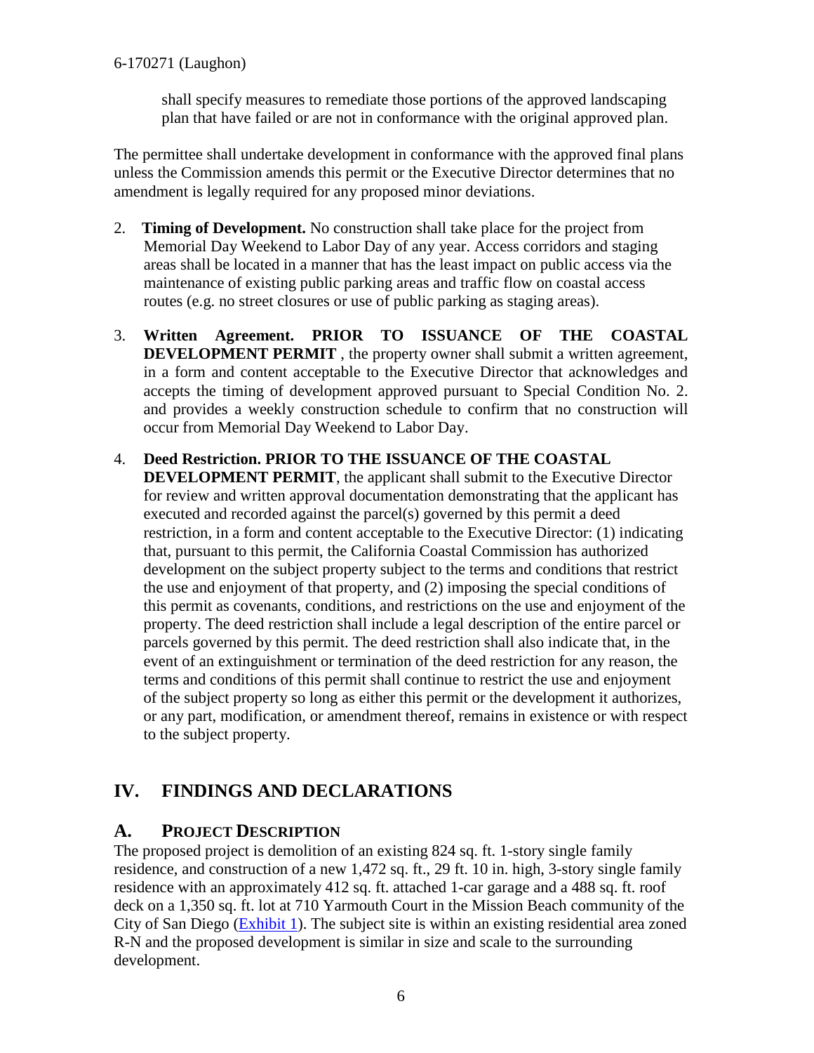shall specify measures to remediate those portions of the approved landscaping plan that have failed or are not in conformance with the original approved plan.

The permittee shall undertake development in conformance with the approved final plans unless the Commission amends this permit or the Executive Director determines that no amendment is legally required for any proposed minor deviations.

2. **Timing of Development.** No construction shall take place for the project from Memorial Day Weekend to Labor Day of any year. Access corridors and staging areas shall be located in a manner that has the least impact on public access via the maintenance of existing public parking areas and traffic flow on coastal access routes (e.g. no street closures or use of public parking as staging areas).

3. **Written Agreement. PRIOR TO ISSUANCE OF THE COASTAL DEVELOPMENT PERMIT** , the property owner shall submit a written agreement, in a form and content acceptable to the Executive Director that acknowledges and accepts the timing of development approved pursuant to Special Condition No. 2. and provides a weekly construction schedule to confirm that no construction will occur from Memorial Day Weekend to Labor Day.

4. **Deed Restriction. PRIOR TO THE ISSUANCE OF THE COASTAL DEVELOPMENT PERMIT**, the applicant shall submit to the Executive Director for review and written approval documentation demonstrating that the applicant has executed and recorded against the parcel(s) governed by this permit a deed restriction, in a form and content acceptable to the Executive Director: (1) indicating that, pursuant to this permit, the California Coastal Commission has authorized development on the subject property subject to the terms and conditions that restrict the use and enjoyment of that property, and (2) imposing the special conditions of this permit as covenants, conditions, and restrictions on the use and enjoyment of the property. The deed restriction shall include a legal description of the entire parcel or parcels governed by this permit. The deed restriction shall also indicate that, in the event of an extinguishment or termination of the deed restriction for any reason, the terms and conditions of this permit shall continue to restrict the use and enjoyment of the subject property so long as either this permit or the development it authorizes, or any part, modification, or amendment thereof, remains in existence or with respect to the subject property.

## IV. FINDINGS AND DECLARATIONS

### A. PROJECT DESCRIPTION

The proposed project is demolition of an existing 824 sq. ft. 1-story single family residence, and construction of a new 1,472 sq. ft., 29 ft. 10 in. high, 3-story single family residence with an approximately 412 sq. ft. attached 1-car garage and a 488 sq. ft. roof deck on a 1,350 sq. ft. lot at 710 Yarmouth Court in the Mission Beach community of the City of San Diego (Exhibit 1). The subject site is within an existing residential area zoned R-N and the proposed development is similar in size and scale to the surrounding development.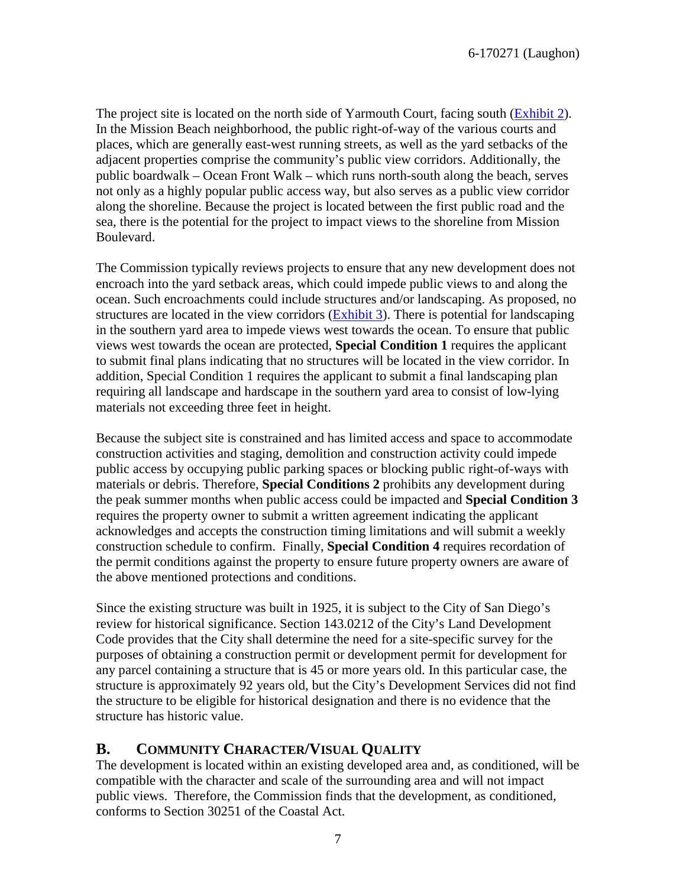The project site is located on the north side of Yarmouth Court, facing south (Exhibit 2). In the Mission Beach neighborhood, the public right-of-way of the various courts and places, which are generally east-west running streets, as well as the yard setbacks of the adjacent properties comprise the community's public view corridors. Additionally, the public boardwalk – Ocean Front Walk – which runs north-south along the beach, serves not only as a highly popular public access way, but also serves as a public view corridor along the shoreline. Because the project is located between the first public road and the sea, there is the potential for the project to impact views to the shoreline from Mission Boulevard.

The Commission typically reviews projects to ensure that any new development does not encroach into the yard setback areas, which could impede public views to and along the ocean. Such encroachments could include structures and/or landscaping. As proposed, no structures are located in the view corridors (Exhibit 3). There is potential for landscaping in the southern yard area to impede views west towards the ocean. To ensure that public views west towards the ocean are protected, **Special Condition 1** requires the applicant to submit final plans indicating that no structures will be located in the view corridor. In addition, Special Condition 1 requires the applicant to submit a final landscaping plan requiring all landscape and hardscape in the southern yard area to consist of low-lying materials not exceeding three feet in height.

Because the subject site is constrained and has limited access and space to accommodate construction activities and staging, demolition and construction activity could impede public access by occupying public parking spaces or blocking public right-of-ways with materials or debris. Therefore, **Special Conditions 2** prohibits any development during the peak summer months when public access could be impacted and **Special Condition 3** requires the property owner to submit a written agreement indicating the applicant acknowledges and accepts the construction timing limitations and will submit a weekly construction schedule to confirm. Finally, **Special Condition 4** requires recordation of the permit conditions against the property to ensure future property owners are aware of the above mentioned protections and conditions.

Since the existing structure was built in 1925, it is subject to the City of San Diego's review for historical significance. Section 143.0212 of the City's Land Development Code provides that the City shall determine the need for a site-specific survey for the purposes of obtaining a construction permit or development permit for development for any parcel containing a structure that is 45 or more years old. In this particular case, the structure is approximately 92 years old, but the City's Development Services did not find the structure to be eligible for historical designation and there is no evidence that the structure has historic value.

## B. COMMUNITY CHARACTER/VISUAL QUALITY

The development is located within an existing developed area and, as conditioned, will be compatible with the character and scale of the surrounding area and will not impact public views. Therefore, the Commission finds that the development, as conditioned, conforms to Section 30251 of the Coastal Act.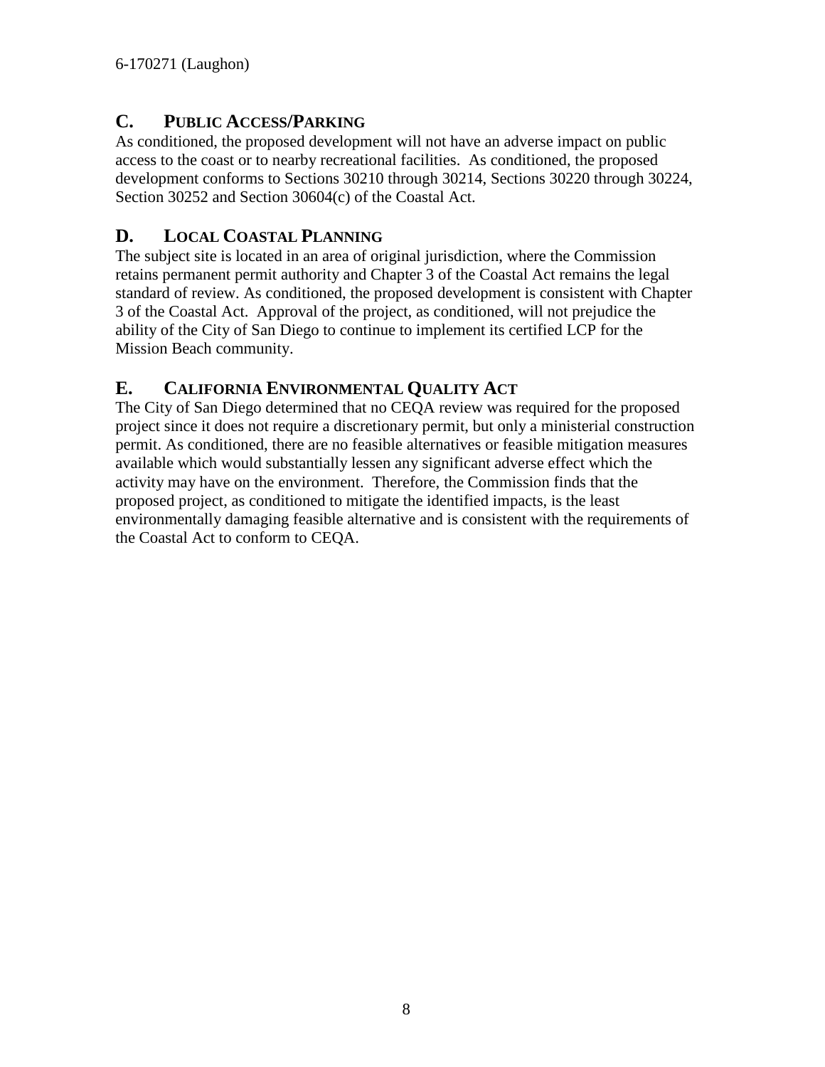## C. PUBLIC ACCESS/PARKING

As conditioned, the proposed development will not have an adverse impact on public access to the coast or to nearby recreational facilities. As conditioned, the proposed development conforms to Sections 30210 through 30214, Sections 30220 through 30224, Section 30252 and Section 30604(c) of the Coastal Act.

## D. LOCAL COASTAL PLANNING

The subject site is located in an area of original jurisdiction, where the Commission retains permanent permit authority and Chapter 3 of the Coastal Act remains the legal standard of review. As conditioned, the proposed development is consistent with Chapter 3 of the Coastal Act. Approval of the project, as conditioned, will not prejudice the ability of the City of San Diego to continue to implement its certified LCP for the Mission Beach community.

## E. CALIFORNIA ENVIRONMENTAL QUALITY ACT

The City of San Diego determined that no CEQA review was required for the proposed project since it does not require a discretionary permit, but only a ministerial construction permit. As conditioned, there are no feasible alternatives or feasible mitigation measures available which would substantially lessen any significant adverse effect which the activity may have on the environment. Therefore, the Commission finds that the proposed project, as conditioned to mitigate the identified impacts, is the least environmentally damaging feasible alternative and is consistent with the requirements of the Coastal Act to conform to CEQA.